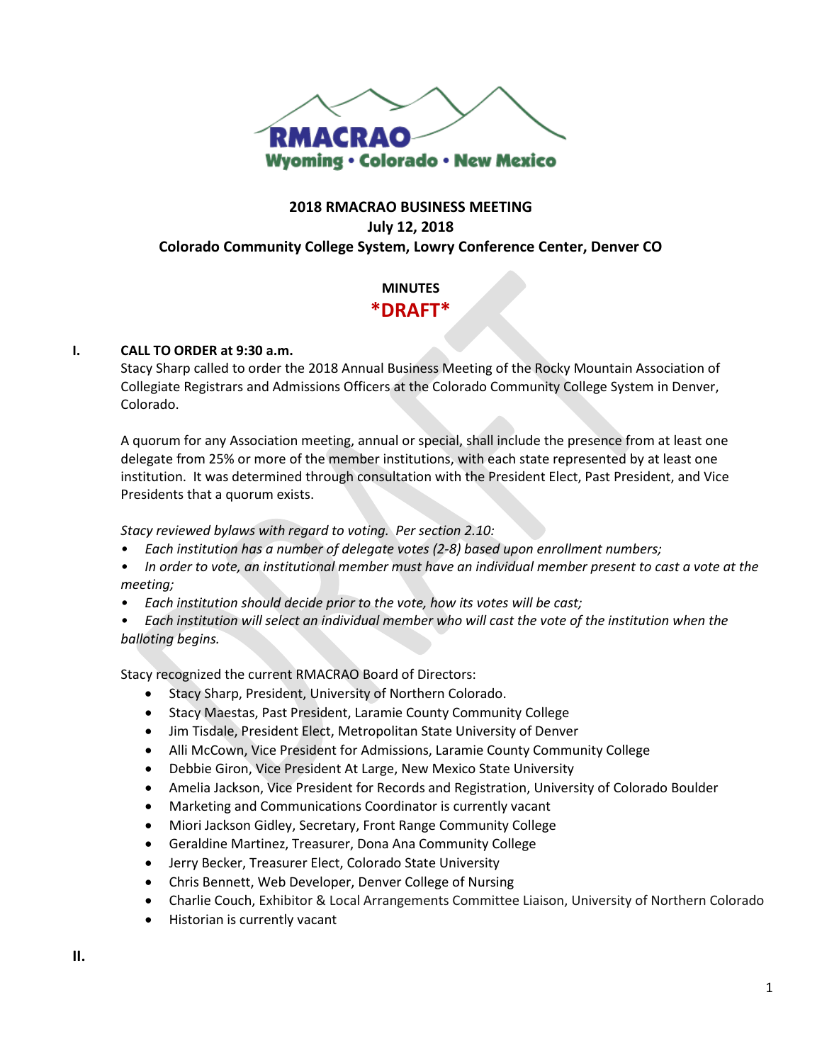RMACRAO
Wyoming • Colorado • New Mexico

**2018 RMACRAO BUSINESS MEETING**
**July 12, 2018**
**Colorado Community College System, Lowry Conference Center, Denver CO**

**MINUTES**
***DRAFT***

**I. CALL TO ORDER at 9:30 a.m.**

Stacy Sharp called to order the 2018 Annual Business Meeting of the Rocky Mountain Association of Collegiate Registrars and Admissions Officers at the Colorado Community College System in Denver, Colorado.

A quorum for any Association meeting, annual or special, shall include the presence from at least one delegate from 25% or more of the member institutions, with each state represented by at least one institution. It was determined through consultation with the President Elect, Past President, and Vice Presidents that a quorum exists.

*Stacy reviewed bylaws with regard to voting. Per section 2.10:*

- *Each institution has a number of delegate votes (2-8) based upon enrollment numbers;*
- *In order to vote, an institutional member must have an individual member present to cast a vote at the meeting;*
- *Each institution should decide prior to the vote, how its votes will be cast;*
- *Each institution will select an individual member who will cast the vote of the institution when the balloting begins.*

Stacy recognized the current RMACRAO Board of Directors:

- Stacy Sharp, President, University of Northern Colorado.
- Stacy Maestas, Past President, Laramie County Community College
- Jim Tisdale, President Elect, Metropolitan State University of Denver
- Alli McCown, Vice President for Admissions, Laramie County Community College
- Debbie Giron, Vice President At Large, New Mexico State University
- Amelia Jackson, Vice President for Records and Registration, University of Colorado Boulder
- Marketing and Communications Coordinator is currently vacant
- Miori Jackson Gidley, Secretary, Front Range Community College
- Geraldine Martinez, Treasurer, Dona Ana Community College
- Jerry Becker, Treasurer Elect, Colorado State University
- Chris Bennett, Web Developer, Denver College of Nursing
- Charlie Couch, Exhibitor & Local Arrangements Committee Liaison, University of Northern Colorado
- Historian is currently vacant

**II.**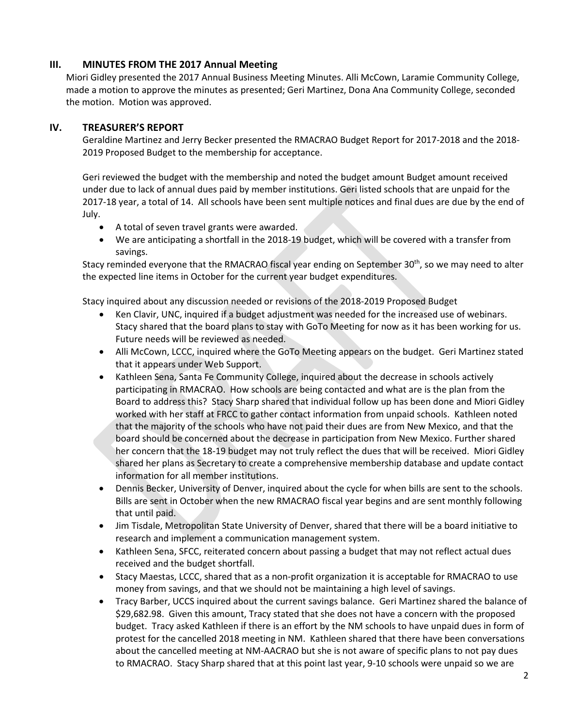## III. MINUTES FROM THE 2017 Annual Meeting

Miori Gidley presented the 2017 Annual Business Meeting Minutes. Alli McCown, Laramie Community College, made a motion to approve the minutes as presented; Geri Martinez, Dona Ana Community College, seconded the motion. Motion was approved.

## IV. TREASURER'S REPORT

Geraldine Martinez and Jerry Becker presented the RMACRAO Budget Report for 2017-2018 and the 2018-2019 Proposed Budget to the membership for acceptance.

Geri reviewed the budget with the membership and noted the budget amount Budget amount received under due to lack of annual dues paid by member institutions. Geri listed schools that are unpaid for the 2017-18 year, a total of 14. All schools have been sent multiple notices and final dues are due by the end of July.

- A total of seven travel grants were awarded.
- We are anticipating a shortfall in the 2018-19 budget, which will be covered with a transfer from savings.

Stacy reminded everyone that the RMACRAO fiscal year ending on September 30th, so we may need to alter the expected line items in October for the current year budget expenditures.

Stacy inquired about any discussion needed or revisions of the 2018-2019 Proposed Budget

- Ken Clavir, UNC, inquired if a budget adjustment was needed for the increased use of webinars. Stacy shared that the board plans to stay with GoTo Meeting for now as it has been working for us. Future needs will be reviewed as needed.
- Alli McCown, LCCC, inquired where the GoTo Meeting appears on the budget. Geri Martinez stated that it appears under Web Support.
- Kathleen Sena, Santa Fe Community College, inquired about the decrease in schools actively participating in RMACRAO. How schools are being contacted and what are is the plan from the Board to address this? Stacy Sharp shared that individual follow up has been done and Miori Gidley worked with her staff at FRCC to gather contact information from unpaid schools. Kathleen noted that the majority of the schools who have not paid their dues are from New Mexico, and that the board should be concerned about the decrease in participation from New Mexico. Further shared her concern that the 18-19 budget may not truly reflect the dues that will be received. Miori Gidley shared her plans as Secretary to create a comprehensive membership database and update contact information for all member institutions.
- Dennis Becker, University of Denver, inquired about the cycle for when bills are sent to the schools. Bills are sent in October when the new RMACRAO fiscal year begins and are sent monthly following that until paid.
- Jim Tisdale, Metropolitan State University of Denver, shared that there will be a board initiative to research and implement a communication management system.
- Kathleen Sena, SFCC, reiterated concern about passing a budget that may not reflect actual dues received and the budget shortfall.
- Stacy Maestas, LCCC, shared that as a non-profit organization it is acceptable for RMACRAO to use money from savings, and that we should not be maintaining a high level of savings.
- Tracy Barber, UCCS inquired about the current savings balance. Geri Martinez shared the balance of $29,682.98. Given this amount, Tracy stated that she does not have a concern with the proposed budget. Tracy asked Kathleen if there is an effort by the NM schools to have unpaid dues in form of protest for the cancelled 2018 meeting in NM. Kathleen shared that there have been conversations about the cancelled meeting at NM-AACRAO but she is not aware of specific plans to not pay dues to RMACRAO. Stacy Sharp shared that at this point last year, 9-10 schools were unpaid so we are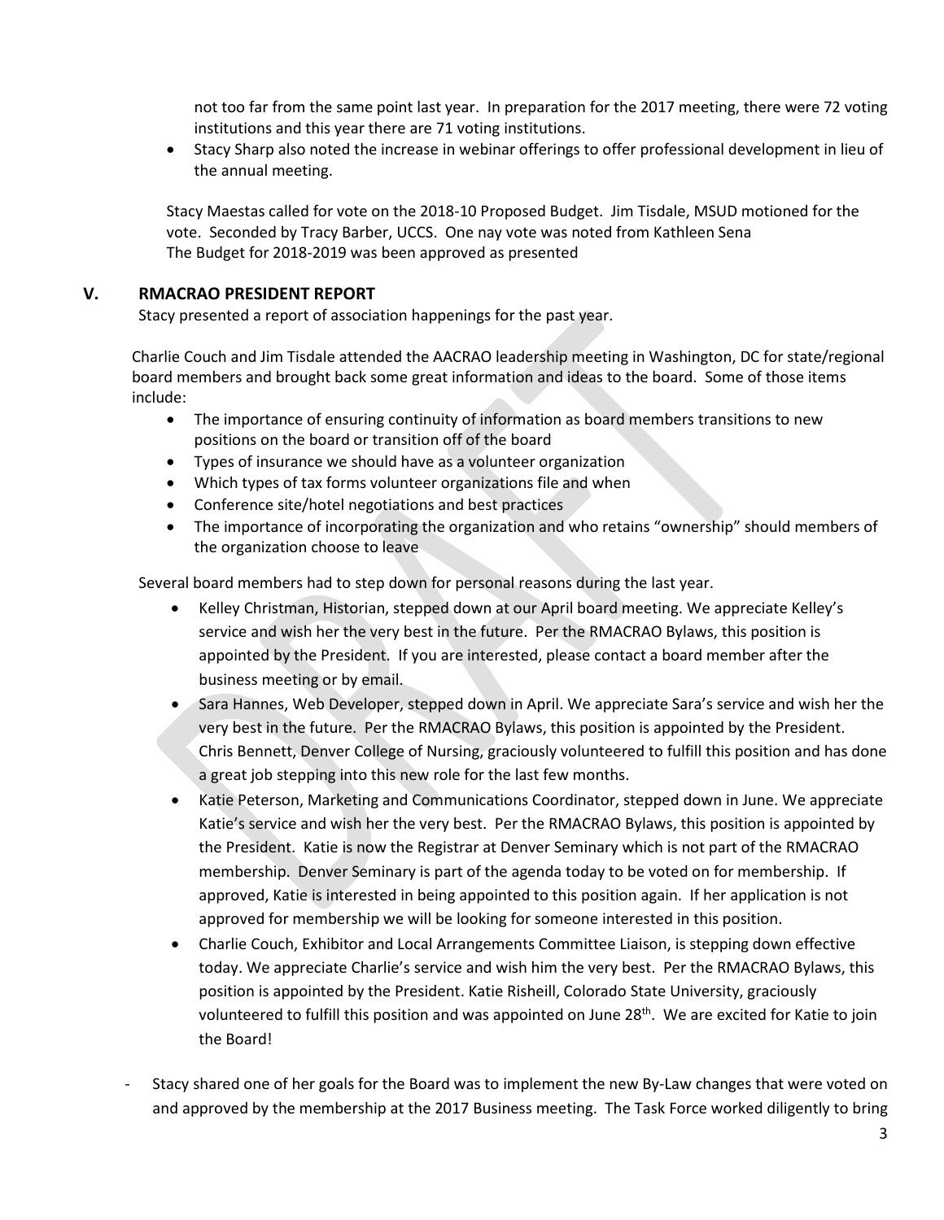not too far from the same point last year. In preparation for the 2017 meeting, there were 72 voting institutions and this year there are 71 voting institutions.

- Stacy Sharp also noted the increase in webinar offerings to offer professional development in lieu of the annual meeting.

Stacy Maestas called for vote on the 2018-10 Proposed Budget. Jim Tisdale, MSUD motioned for the vote. Seconded by Tracy Barber, UCCS. One nay vote was noted from Kathleen Sena
The Budget for 2018-2019 was been approved as presented

## V. RMACRAO PRESIDENT REPORT

Stacy presented a report of association happenings for the past year.

Charlie Couch and Jim Tisdale attended the AACRAO leadership meeting in Washington, DC for state/regional board members and brought back some great information and ideas to the board. Some of those items include:

- The importance of ensuring continuity of information as board members transitions to new positions on the board or transition off of the board
- Types of insurance we should have as a volunteer organization
- Which types of tax forms volunteer organizations file and when
- Conference site/hotel negotiations and best practices
- The importance of incorporating the organization and who retains "ownership" should members of the organization choose to leave

Several board members had to step down for personal reasons during the last year.

- Kelley Christman, Historian, stepped down at our April board meeting. We appreciate Kelley's service and wish her the very best in the future. Per the RMACRAO Bylaws, this position is appointed by the President. If you are interested, please contact a board member after the business meeting or by email.
- Sara Hannes, Web Developer, stepped down in April. We appreciate Sara's service and wish her the very best in the future. Per the RMACRAO Bylaws, this position is appointed by the President. Chris Bennett, Denver College of Nursing, graciously volunteered to fulfill this position and has done a great job stepping into this new role for the last few months.
- Katie Peterson, Marketing and Communications Coordinator, stepped down in June. We appreciate Katie's service and wish her the very best. Per the RMACRAO Bylaws, this position is appointed by the President. Katie is now the Registrar at Denver Seminary which is not part of the RMACRAO membership. Denver Seminary is part of the agenda today to be voted on for membership. If approved, Katie is interested in being appointed to this position again. If her application is not approved for membership we will be looking for someone interested in this position.
- Charlie Couch, Exhibitor and Local Arrangements Committee Liaison, is stepping down effective today. We appreciate Charlie's service and wish him the very best. Per the RMACRAO Bylaws, this position is appointed by the President. Katie Risheill, Colorado State University, graciously volunteered to fulfill this position and was appointed on June 28th. We are excited for Katie to join the Board!

- Stacy shared one of her goals for the Board was to implement the new By-Law changes that were voted on and approved by the membership at the 2017 Business meeting. The Task Force worked diligently to bring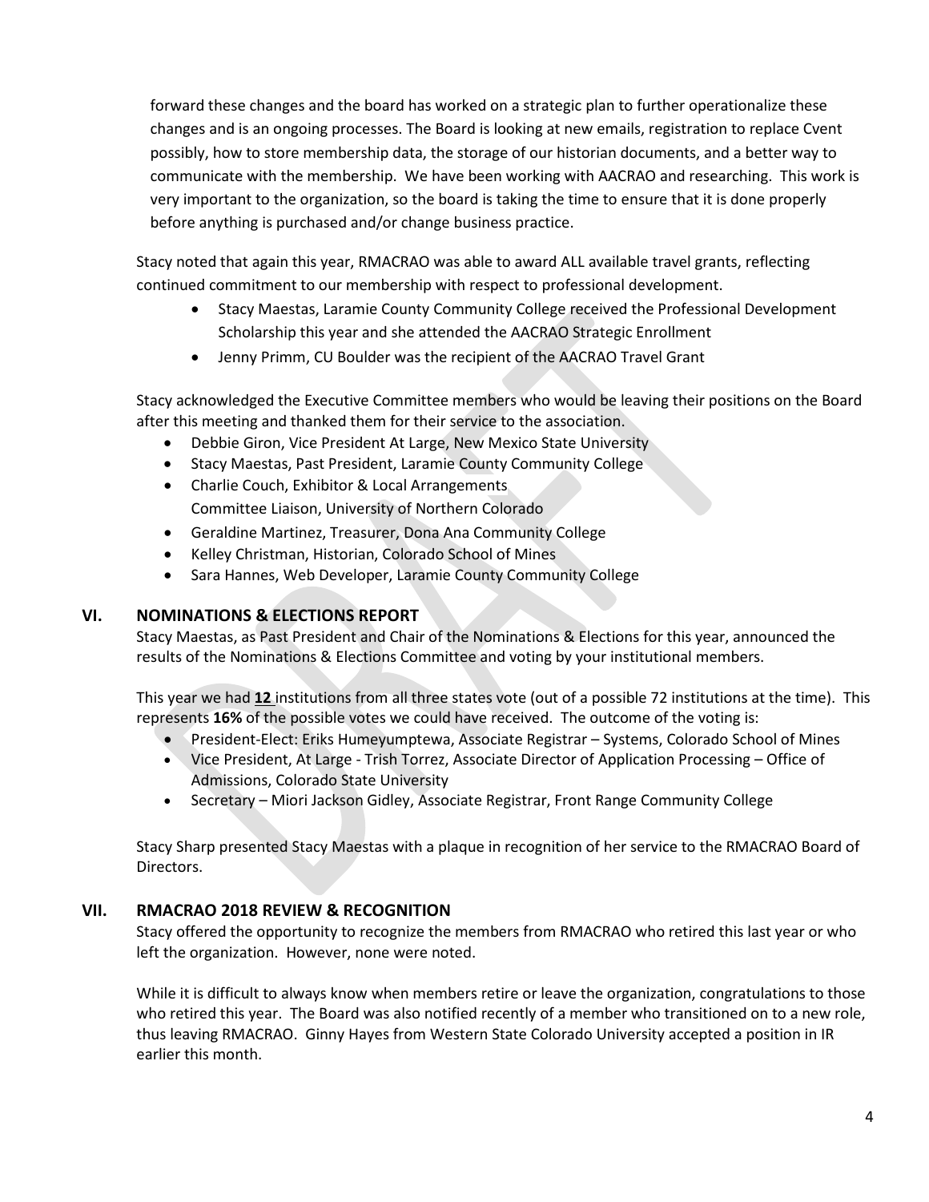forward these changes and the board has worked on a strategic plan to further operationalize these changes and is an ongoing processes. The Board is looking at new emails, registration to replace Cvent possibly, how to store membership data, the storage of our historian documents, and a better way to communicate with the membership. We have been working with AACRAO and researching. This work is very important to the organization, so the board is taking the time to ensure that it is done properly before anything is purchased and/or change business practice.

Stacy noted that again this year, RMACRAO was able to award ALL available travel grants, reflecting continued commitment to our membership with respect to professional development.

- Stacy Maestas, Laramie County Community College received the Professional Development Scholarship this year and she attended the AACRAO Strategic Enrollment
- Jenny Primm, CU Boulder was the recipient of the AACRAO Travel Grant

Stacy acknowledged the Executive Committee members who would be leaving their positions on the Board after this meeting and thanked them for their service to the association.

- Debbie Giron, Vice President At Large, New Mexico State University
- Stacy Maestas, Past President, Laramie County Community College
- Charlie Couch, Exhibitor & Local Arrangements Committee Liaison, University of Northern Colorado
- Geraldine Martinez, Treasurer, Dona Ana Community College
- Kelley Christman, Historian, Colorado School of Mines
- Sara Hannes, Web Developer, Laramie County Community College

## VI. NOMINATIONS & ELECTIONS REPORT

Stacy Maestas, as Past President and Chair of the Nominations & Elections for this year, announced the results of the Nominations & Elections Committee and voting by your institutional members.

This year we had **12** institutions from all three states vote (out of a possible 72 institutions at the time). This represents **16%** of the possible votes we could have received. The outcome of the voting is:

- President-Elect: Eriks Humeyumptewa, Associate Registrar – Systems, Colorado School of Mines
- Vice President, At Large - Trish Torrez, Associate Director of Application Processing – Office of Admissions, Colorado State University
- Secretary – Miori Jackson Gidley, Associate Registrar, Front Range Community College

Stacy Sharp presented Stacy Maestas with a plaque in recognition of her service to the RMACRAO Board of Directors.

## VII. RMACRAO 2018 REVIEW & RECOGNITION

Stacy offered the opportunity to recognize the members from RMACRAO who retired this last year or who left the organization. However, none were noted.

While it is difficult to always know when members retire or leave the organization, congratulations to those who retired this year. The Board was also notified recently of a member who transitioned on to a new role, thus leaving RMACRAO. Ginny Hayes from Western State Colorado University accepted a position in IR earlier this month.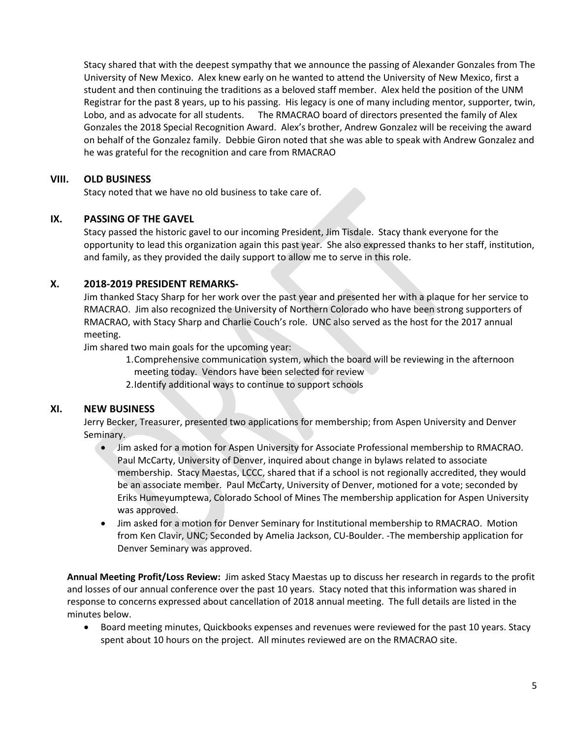Stacy shared that with the deepest sympathy that we announce the passing of Alexander Gonzales from The University of New Mexico. Alex knew early on he wanted to attend the University of New Mexico, first a student and then continuing the traditions as a beloved staff member. Alex held the position of the UNM Registrar for the past 8 years, up to his passing. His legacy is one of many including mentor, supporter, twin, Lobo, and as advocate for all students. The RMACRAO board of directors presented the family of Alex Gonzales the 2018 Special Recognition Award. Alex's brother, Andrew Gonzalez will be receiving the award on behalf of the Gonzalez family. Debbie Giron noted that she was able to speak with Andrew Gonzalez and he was grateful for the recognition and care from RMACRAO

## VIII. OLD BUSINESS

Stacy noted that we have no old business to take care of.

## IX. PASSING OF THE GAVEL

Stacy passed the historic gavel to our incoming President, Jim Tisdale. Stacy thank everyone for the opportunity to lead this organization again this past year. She also expressed thanks to her staff, institution, and family, as they provided the daily support to allow me to serve in this role.

## X. 2018-2019 PRESIDENT REMARKS-

Jim thanked Stacy Sharp for her work over the past year and presented her with a plaque for her service to RMACRAO. Jim also recognized the University of Northern Colorado who have been strong supporters of RMACRAO, with Stacy Sharp and Charlie Couch's role. UNC also served as the host for the 2017 annual meeting.

Jim shared two main goals for the upcoming year:

1. Comprehensive communication system, which the board will be reviewing in the afternoon meeting today. Vendors have been selected for review
2. Identify additional ways to continue to support schools

## XI. NEW BUSINESS

Jerry Becker, Treasurer, presented two applications for membership; from Aspen University and Denver Seminary.

- Jim asked for a motion for Aspen University for Associate Professional membership to RMACRAO. Paul McCarty, University of Denver, inquired about change in bylaws related to associate membership. Stacy Maestas, LCCC, shared that if a school is not regionally accredited, they would be an associate member. Paul McCarty, University of Denver, motioned for a vote; seconded by Eriks Humeyumptewa, Colorado School of Mines The membership application for Aspen University was approved.
- Jim asked for a motion for Denver Seminary for Institutional membership to RMACRAO. Motion from Ken Clavir, UNC; Seconded by Amelia Jackson, CU-Boulder. -The membership application for Denver Seminary was approved.

**Annual Meeting Profit/Loss Review:** Jim asked Stacy Maestas up to discuss her research in regards to the profit and losses of our annual conference over the past 10 years. Stacy noted that this information was shared in response to concerns expressed about cancellation of 2018 annual meeting. The full details are listed in the minutes below.

- Board meeting minutes, Quickbooks expenses and revenues were reviewed for the past 10 years. Stacy spent about 10 hours on the project. All minutes reviewed are on the RMACRAO site.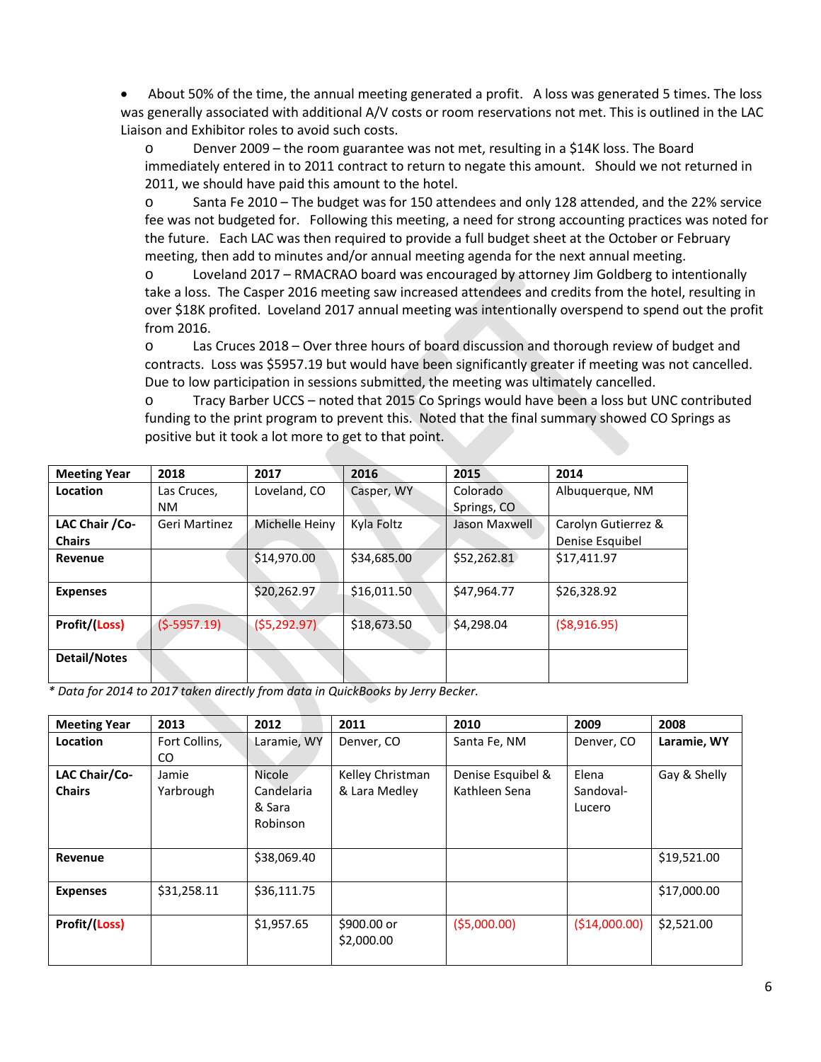- About 50% of the time, the annual meeting generated a profit. A loss was generated 5 times. The loss was generally associated with additional A/V costs or room reservations not met. This is outlined in the LAC Liaison and Exhibitor roles to avoid such costs.
  - Denver 2009 – the room guarantee was not met, resulting in a $14K loss. The Board immediately entered in to 2011 contract to return to negate this amount. Should we not returned in 2011, we should have paid this amount to the hotel.
  - Santa Fe 2010 – The budget was for 150 attendees and only 128 attended, and the 22% service fee was not budgeted for. Following this meeting, a need for strong accounting practices was noted for the future. Each LAC was then required to provide a full budget sheet at the October or February meeting, then add to minutes and/or annual meeting agenda for the next annual meeting.
  - Loveland 2017 – RMACRAO board was encouraged by attorney Jim Goldberg to intentionally take a loss. The Casper 2016 meeting saw increased attendees and credits from the hotel, resulting in over $18K profited. Loveland 2017 annual meeting was intentionally overspend to spend out the profit from 2016.
  - Las Cruces 2018 – Over three hours of board discussion and thorough review of budget and contracts. Loss was $5957.19 but would have been significantly greater if meeting was not cancelled. Due to low participation in sessions submitted, the meeting was ultimately cancelled.
  - Tracy Barber UCCS – noted that 2015 Co Springs would have been a loss but UNC contributed funding to the print program to prevent this. Noted that the final summary showed CO Springs as positive but it took a lot more to get to that point.

| Meeting Year | 2018 | 2017 | 2016 | 2015 | 2014 |
|---|---|---|---|---|---|
| Location | Las Cruces, NM | Loveland, CO | Casper, WY | Colorado Springs, CO | Albuquerque, NM |
| LAC Chair /Co-Chairs | Geri Martinez | Michelle Heiny | Kyla Foltz | Jason Maxwell | Carolyn Gutierrez & Denise Esquibel |
| Revenue | | $14,970.00 | $34,685.00 | $52,262.81 | $17,411.97 |
| Expenses | | $20,262.97 | $16,011.50 | $47,964.77 | $26,328.92 |
| Profit/(Loss) | ($-5957.19) | ($5,292.97) | $18,673.50 | $4,298.04 | ($8,916.95) |
| Detail/Notes | | | | | |

*\* Data for 2014 to 2017 taken directly from data in QuickBooks by Jerry Becker.*

| Meeting Year | 2013 | 2012 | 2011 | 2010 | 2009 | 2008 |
|---|---|---|---|---|---|---|
| Location | Fort Collins, CO | Laramie, WY | Denver, CO | Santa Fe, NM | Denver, CO | Laramie, WY |
| LAC Chair/Co-Chairs | Jamie Yarbrough | Nicole Candelaria & Sara Robinson | Kelley Christman & Lara Medley | Denise Esquibel & Kathleen Sena | Elena Sandoval-Lucero | Gay & Shelly |
| Revenue | | $38,069.40 | | | | $19,521.00 |
| Expenses | $31,258.11 | $36,111.75 | | | | $17,000.00 |
| Profit/(Loss) | | $1,957.65 | $900.00 or $2,000.00 | ($5,000.00) | ($14,000.00) | $2,521.00 |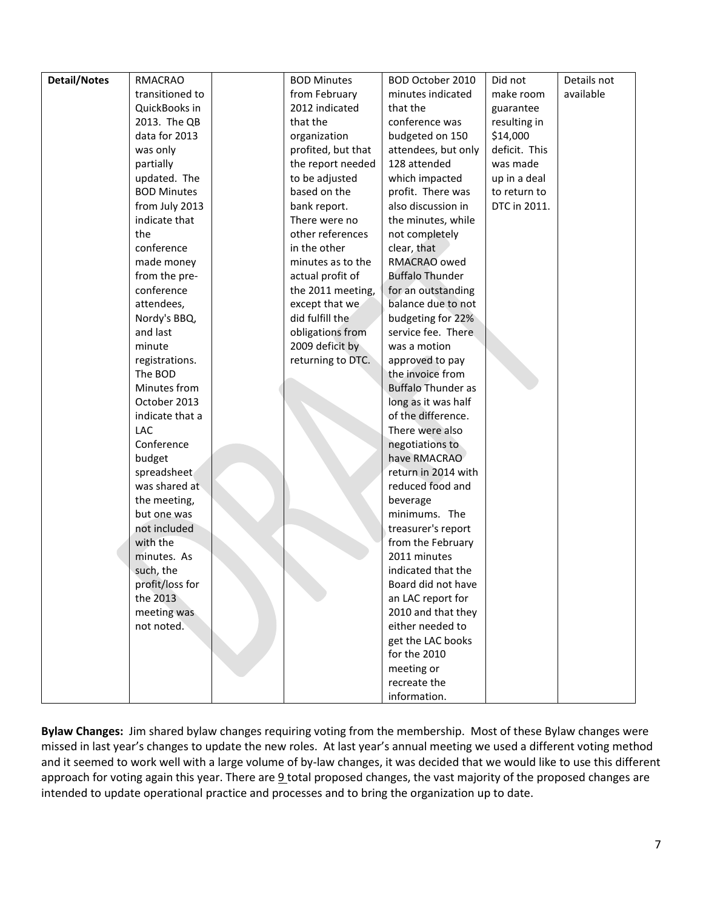| Detail/Notes | RMACRAO transitioned to QuickBooks in 2013. The QB data for 2013 was only partially updated. The BOD Minutes from July 2013 indicate that the conference made money from the pre-conference attendees, Nordy's BBQ, and last minute registrations. The BOD Minutes from October 2013 indicate that a LAC Conference budget spreadsheet was shared at the meeting, but one was not included with the minutes. As such, the profit/loss for the 2013 meeting was not noted. | | BOD Minutes from February 2012 indicated that the organization profited, but that the report needed to be adjusted based on the bank report. There were no other references in the other minutes as to the actual profit of the 2011 meeting, except that we did fulfill the obligations from 2009 deficit by returning to DTC. | BOD October 2010 minutes indicated that the conference was budgeted on 150 attendees, but only 128 attended which impacted profit. There was also discussion in the minutes, while not completely clear, that RMACRAO owed Buffalo Thunder for an outstanding balance due to not budgeting for 22% service fee. There was a motion approved to pay the invoice from Buffalo Thunder as long as it was half of the difference. There were also negotiations to have RMACRAO return in 2014 with reduced food and beverage minimums. The treasurer's report from the February 2011 minutes indicated that the Board did not have an LAC report for 2010 and that they either needed to get the LAC books for the 2010 meeting or recreate the information. | Did not make room guarantee resulting in $14,000 deficit. This was made up in a deal to return to DTC in 2011. | Details not available |
|---|---|---|---|---|---|---|

**Bylaw Changes:** Jim shared bylaw changes requiring voting from the membership. Most of these Bylaw changes were missed in last year's changes to update the new roles. At last year's annual meeting we used a different voting method and it seemed to work well with a large volume of by-law changes, it was decided that we would like to use this different approach for voting again this year. There are 9 total proposed changes, the vast majority of the proposed changes are intended to update operational practice and processes and to bring the organization up to date.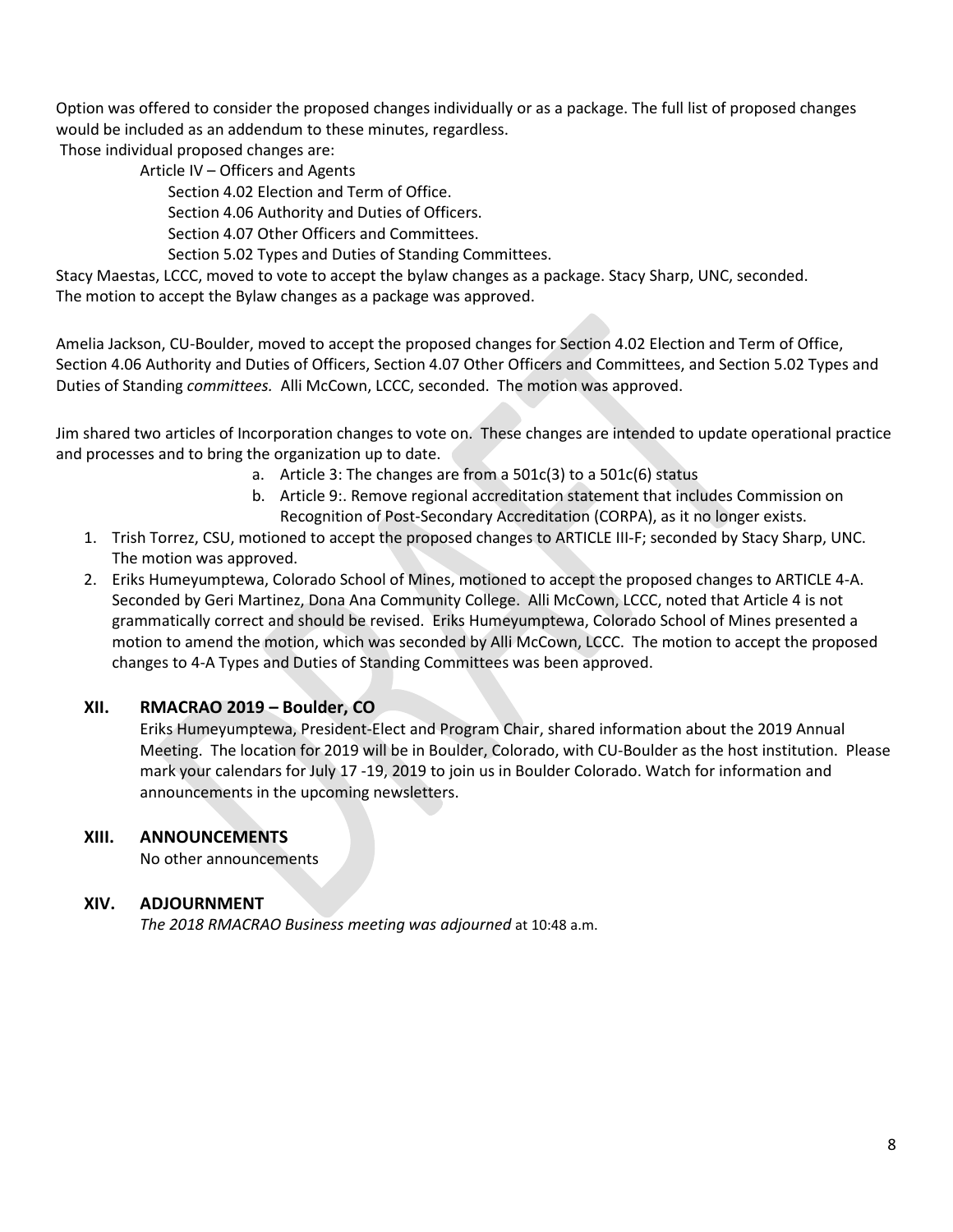Option was offered to consider the proposed changes individually or as a package. The full list of proposed changes would be included as an addendum to these minutes, regardless.

Those individual proposed changes are:

Article IV – Officers and Agents

- Section 4.02 Election and Term of Office.
- Section 4.06 Authority and Duties of Officers.
- Section 4.07 Other Officers and Committees.
- Section 5.02 Types and Duties of Standing Committees.

Stacy Maestas, LCCC, moved to vote to accept the bylaw changes as a package. Stacy Sharp, UNC, seconded. The motion to accept the Bylaw changes as a package was approved.

Amelia Jackson, CU-Boulder, moved to accept the proposed changes for Section 4.02 Election and Term of Office, Section 4.06 Authority and Duties of Officers, Section 4.07 Other Officers and Committees, and Section 5.02 Types and Duties of Standing *committees.* Alli McCown, LCCC, seconded. The motion was approved.

Jim shared two articles of Incorporation changes to vote on. These changes are intended to update operational practice and processes and to bring the organization up to date.

a. Article 3: The changes are from a 501c(3) to a 501c(6) status
b. Article 9:. Remove regional accreditation statement that includes Commission on Recognition of Post-Secondary Accreditation (CORPA), as it no longer exists.

1. Trish Torrez, CSU, motioned to accept the proposed changes to ARTICLE III-F; seconded by Stacy Sharp, UNC. The motion was approved.
2. Eriks Humeyumptewa, Colorado School of Mines, motioned to accept the proposed changes to ARTICLE 4-A. Seconded by Geri Martinez, Dona Ana Community College. Alli McCown, LCCC, noted that Article 4 is not grammatically correct and should be revised. Eriks Humeyumptewa, Colorado School of Mines presented a motion to amend the motion, which was seconded by Alli McCown, LCCC. The motion to accept the proposed changes to 4-A Types and Duties of Standing Committees was been approved.

## XII. RMACRAO 2019 – Boulder, CO

Eriks Humeyumptewa, President-Elect and Program Chair, shared information about the 2019 Annual Meeting. The location for 2019 will be in Boulder, Colorado, with CU-Boulder as the host institution. Please mark your calendars for July 17 -19, 2019 to join us in Boulder Colorado. Watch for information and announcements in the upcoming newsletters.

## XIII. ANNOUNCEMENTS

No other announcements

## XIV. ADJOURNMENT

*The 2018 RMACRAO Business meeting was adjourned* at 10:48 a.m.